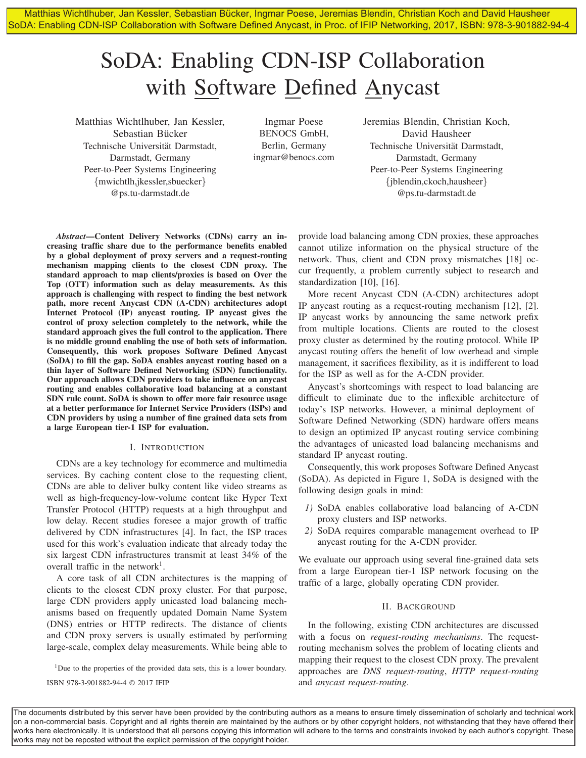# SoDA: Enabling CDN-ISP Collaboration with Software Defined Anycast

Matthias Wichtlhuber, Jan Kessler, Sebastian Bücker
Technische Universität Darmstadt, Darmstadt, Germany
Peer-to-Peer Systems Engineering
{mwichtlh,jkessler,sbuecker}@ps.tu-darmstadt.de

Ingmar Poese
BENOCS GmbH, Berlin, Germany
ingmar@benocs.com

Jeremias Blendin, Christian Koch, David Hausheer
Technische Universität Darmstadt, Darmstadt, Germany
Peer-to-Peer Systems Engineering
{jblendin,ckoch,hausheer}@ps.tu-darmstadt.de

***Abstract*—Content Delivery Networks (CDNs) carry an increasing traffic share due to the performance benefits enabled by a global deployment of proxy servers and a request-routing mechanism mapping clients to the closest CDN proxy. The standard approach to map clients/proxies is based on Over the Top (OTT) information such as delay measurements. As this approach is challenging with respect to finding the best network path, more recent Anycast CDN (A-CDN) architectures adopt Internet Protocol (IP) anycast routing. IP anycast gives the control of proxy selection completely to the network, while the standard approach gives the full control to the application. There is no middle ground enabling the use of both sets of information. Consequently, this work proposes Software Defined Anycast (SoDA) to fill the gap. SoDA enables anycast routing based on a thin layer of Software Defined Networking (SDN) functionality. Our approach allows CDN providers to take influence on anycast routing and enables collaborative load balancing at a constant SDN rule count. SoDA is shown to offer more fair resource usage at a better performance for Internet Service Providers (ISPs) and CDN providers by using a number of fine grained data sets from a large European tier-1 ISP for evaluation.**

## I. Introduction

CDNs are a key technology for ecommerce and multimedia services. By caching content close to the requesting client, CDNs are able to deliver bulky content like video streams as well as high-frequency-low-volume content like Hyper Text Transfer Protocol (HTTP) requests at a high throughput and low delay. Recent studies foresee a major growth of traffic delivered by CDN infrastructures [4]. In fact, the ISP traces used for this work's evaluation indicate that already today the six largest CDN infrastructures transmit at least 34% of the overall traffic in the network[1].

A core task of all CDN architectures is the mapping of clients to the closest CDN proxy cluster. For that purpose, large CDN providers apply unicasted load balancing mechanisms based on frequently updated Domain Name System (DNS) entries or HTTP redirects. The distance of clients and CDN proxy servers is usually estimated by performing large-scale, complex delay measurements. While being able to provide load balancing among CDN proxies, these approaches cannot utilize information on the physical structure of the network. Thus, client and CDN proxy mismatches [18] occur frequently, a problem currently subject to research and standardization [10], [16].

More recent Anycast CDN (A-CDN) architectures adopt IP anycast routing as a request-routing mechanism [12], [2]. IP anycast works by announcing the same network prefix from multiple locations. Clients are routed to the closest proxy cluster as determined by the routing protocol. While IP anycast routing offers the benefit of low overhead and simple management, it sacrifices flexibility, as it is indifferent to load for the ISP as well as for the A-CDN provider.

Anycast's shortcomings with respect to load balancing are difficult to eliminate due to the inflexible architecture of today's ISP networks. However, a minimal deployment of Software Defined Networking (SDN) hardware offers means to design an optimized IP anycast routing service combining the advantages of unicasted load balancing mechanisms and standard IP anycast routing.

Consequently, this work proposes Software Defined Anycast (SoDA). As depicted in Figure 1, SoDA is designed with the following design goals in mind:

1) SoDA enables collaborative load balancing of A-CDN proxy clusters and ISP networks.
2) SoDA requires comparable management overhead to IP anycast routing for the A-CDN provider.

We evaluate our approach using several fine-grained data sets from a large European tier-1 ISP network focusing on the traffic of a large, globally operating CDN provider.

## II. Background

In the following, existing CDN architectures are discussed with a focus on *request-routing mechanisms*. The request-routing mechanism solves the problem of locating clients and mapping their request to the closest CDN proxy. The prevalent approaches are *DNS request-routing*, *HTTP request-routing* and *anycast request-routing*.

[1] Due to the properties of the provided data sets, this is a lower boundary.

ISBN 978-3-901882-94-4 © 2017 IFIP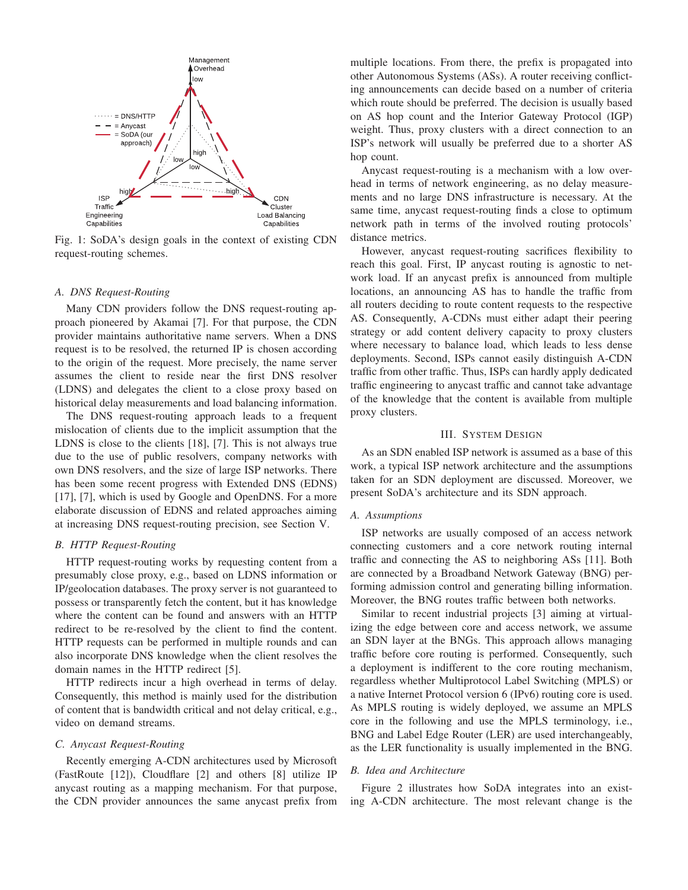Fig. 1: SoDA's design goals in the context of existing CDN request-routing schemes.

### A. DNS Request-Routing

Many CDN providers follow the DNS request-routing approach pioneered by Akamai [7]. For that purpose, the CDN provider maintains authoritative name servers. When a DNS request is to be resolved, the returned IP is chosen according to the origin of the request. More precisely, the name server assumes the client to reside near the first DNS resolver (LDNS) and delegates the client to a close proxy based on historical delay measurements and load balancing information.

The DNS request-routing approach leads to a frequent mislocation of clients due to the implicit assumption that the LDNS is close to the clients [18], [7]. This is not always true due to the use of public resolvers, company networks with own DNS resolvers, and the size of large ISP networks. There has been some recent progress with Extended DNS (EDNS) [17], [7], which is used by Google and OpenDNS. For a more elaborate discussion of EDNS and related approaches aiming at increasing DNS request-routing precision, see Section V.

### B. HTTP Request-Routing

HTTP request-routing works by requesting content from a presumably close proxy, e.g., based on LDNS information or IP/geolocation databases. The proxy server is not guaranteed to possess or transparently fetch the content, but it has knowledge where the content can be found and answers with an HTTP redirect to be re-resolved by the client to find the content. HTTP requests can be performed in multiple rounds and can also incorporate DNS knowledge when the client resolves the domain names in the HTTP redirect [5].

HTTP redirects incur a high overhead in terms of delay. Consequently, this method is mainly used for the distribution of content that is bandwidth critical and not delay critical, e.g., video on demand streams.

### C. Anycast Request-Routing

Recently emerging A-CDN architectures used by Microsoft (FastRoute [12]), Cloudflare [2] and others [8] utilize IP anycast routing as a mapping mechanism. For that purpose, the CDN provider announces the same anycast prefix from multiple locations. From there, the prefix is propagated into other Autonomous Systems (ASs). A router receiving conflicting announcements can decide based on a number of criteria which route should be preferred. The decision is usually based on AS hop count and the Interior Gateway Protocol (IGP) weight. Thus, proxy clusters with a direct connection to an ISP's network will usually be preferred due to a shorter AS hop count.

Anycast request-routing is a mechanism with a low overhead in terms of network engineering, as no delay measurements and no large DNS infrastructure is necessary. At the same time, anycast request-routing finds a close to optimum network path in terms of the involved routing protocols' distance metrics.

However, anycast request-routing sacrifices flexibility to reach this goal. First, IP anycast routing is agnostic to network load. If an anycast prefix is announced from multiple locations, an announcing AS has to handle the traffic from all routers deciding to route content requests to the respective AS. Consequently, A-CDNs must either adapt their peering strategy or add content delivery capacity to proxy clusters where necessary to balance load, which leads to less dense deployments. Second, ISPs cannot easily distinguish A-CDN traffic from other traffic. Thus, ISPs can hardly apply dedicated traffic engineering to anycast traffic and cannot take advantage of the knowledge that the content is available from multiple proxy clusters.

## III. System Design

As an SDN enabled ISP network is assumed as a base of this work, a typical ISP network architecture and the assumptions taken for an SDN deployment are discussed. Moreover, we present SoDA's architecture and its SDN approach.

### A. Assumptions

ISP networks are usually composed of an access network connecting customers and a core network routing internal traffic and connecting the AS to neighboring ASs [11]. Both are connected by a Broadband Network Gateway (BNG) performing admission control and generating billing information. Moreover, the BNG routes traffic between both networks.

Similar to recent industrial projects [3] aiming at virtualizing the edge between core and access network, we assume an SDN layer at the BNGs. This approach allows managing traffic before core routing is performed. Consequently, such a deployment is indifferent to the core routing mechanism, regardless whether Multiprotocol Label Switching (MPLS) or a native Internet Protocol version 6 (IPv6) routing core is used. As MPLS routing is widely deployed, we assume an MPLS core in the following and use the MPLS terminology, i.e., BNG and Label Edge Router (LER) are used interchangeably, as the LER functionality is usually implemented in the BNG.

### B. Idea and Architecture

Figure 2 illustrates how SoDA integrates into an existing A-CDN architecture. The most relevant change is the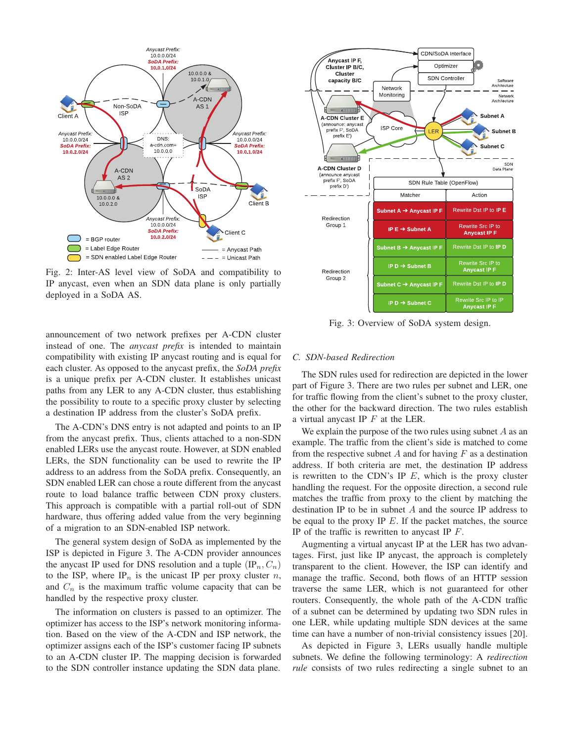Anycast Prefix: 10.0.0.0/24
SoDA Prefix: 10.0.1.0/24
10.0.0.0 & 10.0.1.0
A-CDN AS 1
Non-SoDA ISP
Client A
Anycast Prefix: 10.0.0.0/24
SoDA Prefix: 10.0.2.0/24
DNS: a-cdn.com= 10.0.0.0
Anycast Prefix: 10.0.0.0/24
SoDA Prefix: 10.0.1.0/24
A-CDN AS 2
10.0.0.0 & 10.0.2.0
SoDA ISP
Client B
Anycast Prefix: 10.0.0.0/24
SoDA Prefix: 10.0.2.0/24
Client C
= BGP router
= Label Edge Router
= SDN enabled Label Edge Router
= Anycast Path
= Unicast Path

Fig. 2: Inter-AS level view of SoDA and compatibility to IP anycast, even when an SDN data plane is only partially deployed in a SoDA AS.

Anycast IP F, Cluster IP B/C, Cluster capacity B/C
CDN/SoDA Interface
Optimizer
SDN Controller
Software Architecture
Network Architecture
Network Monitoring
A-CDN Cluster E (announce: anycast prefix F', SoDA prefix E')
ISP Core
LER
Subnet A
Subnet B
Subnet C
A-CDN Cluster D (announce anycast prefix F', SoDA prefix D')
SDN Data Plane

| SDN Rule Table (OpenFlow) | | |
|---|---|---|
| | Matcher | Action |
| Redirection Group 1 | Subnet A → Anycast IP F | Rewrite Dst IP to IP E |
| | IP E → Subnet A | Rewrite Src IP to Anycast IP F |
| Redirection Group 2 | Subnet B → Anycast IP F | Rewrite Dst IP to IP D |
| | IP D → Subnet B | Rewrite Src IP to Anycast IP F |
| | Subnet C → Anycast IP F | Rewrite Dst IP to IP D |
| | IP D → Subnet C | Rewrite Src IP to IP Anycast IP F |

Fig. 3: Overview of SoDA system design.

announcement of two network prefixes per A-CDN cluster instead of one. The *anycast prefix* is intended to maintain compatibility with existing IP anycast routing and is equal for each cluster. As opposed to the anycast prefix, the *SoDA prefix* is a unique prefix per A-CDN cluster. It establishes unicast paths from any LER to any A-CDN cluster, thus establishing the possibility to route to a specific proxy cluster by selecting a destination IP address from the cluster's SoDA prefix.

The A-CDN's DNS entry is not adapted and points to an IP from the anycast prefix. Thus, clients attached to a non-SDN enabled LERs use the anycast route. However, at SDN enabled LERs, the SDN functionality can be used to rewrite the IP address to an address from the SoDA prefix. Consequently, an SDN enabled LER can chose a route different from the anycast route to load balance traffic between CDN proxy clusters. This approach is compatible with a partial roll-out of SDN hardware, thus offering added value from the very beginning of a migration to an SDN-enabled ISP network.

The general system design of SoDA as implemented by the ISP is depicted in Figure 3. The A-CDN provider announces the anycast IP used for DNS resolution and a tuple $(\text{IP}_n, C_n)$ to the ISP, where $\text{IP}_n$ is the unicast IP per proxy cluster $n$, and $C_n$ is the maximum traffic volume capacity that can be handled by the respective proxy cluster.

The information on clusters is passed to an optimizer. The optimizer has access to the ISP's network monitoring information. Based on the view of the A-CDN and ISP network, the optimizer assigns each of the ISP's customer facing IP subnets to an A-CDN cluster IP. The mapping decision is forwarded to the SDN controller instance updating the SDN data plane.

### C. SDN-based Redirection

The SDN rules used for redirection are depicted in the lower part of Figure 3. There are two rules per subnet and LER, one for traffic flowing from the client's subnet to the proxy cluster, the other for the backward direction. The two rules establish a virtual anycast IP $F$ at the LER.

We explain the purpose of the two rules using subnet $A$ as an example. The traffic from the client's side is matched to come from the respective subnet $A$ and for having $F$ as a destination address. If both criteria are met, the destination IP address is rewritten to the CDN's IP $E$, which is the proxy cluster handling the request. For the opposite direction, a second rule matches the traffic from proxy to the client by matching the destination IP to be in subnet $A$ and the source IP address to be equal to the proxy IP $E$. If the packet matches, the source IP of the traffic is rewritten to anycast IP $F$.

Augmenting a virtual anycast IP at the LER has two advantages. First, just like IP anycast, the approach is completely transparent to the client. However, the ISP can identify and manage the traffic. Second, both flows of an HTTP session traverse the same LER, which is not guaranteed for other routers. Consequently, the whole path of the A-CDN traffic of a subnet can be determined by updating two SDN rules in one LER, while updating multiple SDN devices at the same time can have a number of non-trivial consistency issues [20].

As depicted in Figure 3, LERs usually handle multiple subnets. We define the following terminology: A *redirection rule* consists of two rules redirecting a single subnet to an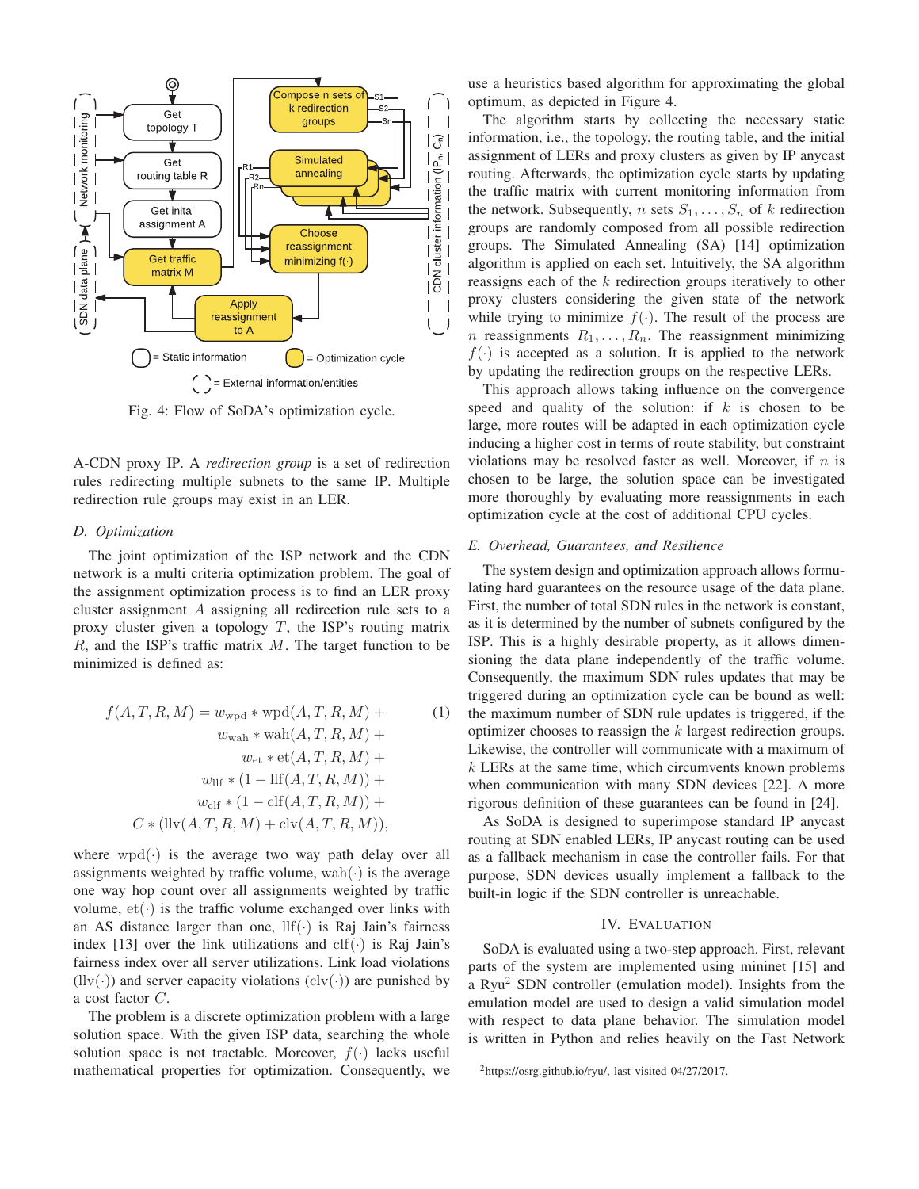Fig. 4: Flow of SoDA's optimization cycle.

A-CDN proxy IP. A *redirection group* is a set of redirection rules redirecting multiple subnets to the same IP. Multiple redirection rule groups may exist in an LER.

### D. Optimization

The joint optimization of the ISP network and the CDN network is a multi criteria optimization problem. The goal of the assignment optimization process is to find an LER proxy cluster assignment $A$ assigning all redirection rule sets to a proxy cluster given a topology $T$, the ISP's routing matrix $R$, and the ISP's traffic matrix $M$. The target function to be minimized is defined as:

$$
\begin{aligned}
f(A,T,R,M) = {} & w_{\text{wpd}} * \text{wpd}(A,T,R,M) + \\
& w_{\text{wah}} * \text{wah}(A,T,R,M) + \\
& w_{\text{et}} * \text{et}(A,T,R,M) + \\
& w_{\text{llf}} * (1 - \text{llf}(A,T,R,M)) + \\
& w_{\text{clf}} * (1 - \text{clf}(A,T,R,M)) + \\
& C * (\text{llv}(A,T,R,M) + \text{clv}(A,T,R,M)),
\end{aligned} \tag{1}
$$

where $\text{wpd}(\cdot)$ is the average two way path delay over all assignments weighted by traffic volume, $\text{wah}(\cdot)$ is the average one way hop count over all assignments weighted by traffic volume, $\text{et}(\cdot)$ is the traffic volume exchanged over links with an AS distance larger than one, $\text{llf}(\cdot)$ is Raj Jain's fairness index [13] over the link utilizations and $\text{clf}(\cdot)$ is Raj Jain's fairness index over all server utilizations. Link load violations ($\text{llv}(\cdot)$) and server capacity violations ($\text{clv}(\cdot)$) are punished by a cost factor $C$.

The problem is a discrete optimization problem with a large solution space. With the given ISP data, searching the whole solution space is not tractable. Moreover, $f(\cdot)$ lacks useful mathematical properties for optimization. Consequently, we use a heuristics based algorithm for approximating the global optimum, as depicted in Figure 4.

The algorithm starts by collecting the necessary static information, i.e., the topology, the routing table, and the initial assignment of LERs and proxy clusters as given by IP anycast routing. Afterwards, the optimization cycle starts by updating the traffic matrix with current monitoring information from the network. Subsequently, $n$ sets $S_1, \ldots, S_n$ of $k$ redirection groups are randomly composed from all possible redirection groups. The Simulated Annealing (SA) [14] optimization algorithm is applied on each set. Intuitively, the SA algorithm reassigns each of the $k$ redirection groups iteratively to other proxy clusters considering the given state of the network while trying to minimize $f(\cdot)$. The result of the process are $n$ reassignments $R_1, \ldots, R_n$. The reassignment minimizing $f(\cdot)$ is accepted as a solution. It is applied to the network by updating the redirection groups on the respective LERs.

This approach allows taking influence on the convergence speed and quality of the solution: if $k$ is chosen to be large, more routes will be adapted in each optimization cycle inducing a higher cost in terms of route stability, but constraint violations may be resolved faster as well. Moreover, if $n$ is chosen to be large, the solution space can be investigated more thoroughly by evaluating more reassignments in each optimization cycle at the cost of additional CPU cycles.

### E. Overhead, Guarantees, and Resilience

The system design and optimization approach allows formulating hard guarantees on the resource usage of the data plane. First, the number of total SDN rules in the network is constant, as it is determined by the number of subnets configured by the ISP. This is a highly desirable property, as it allows dimensioning the data plane independently of the traffic volume. Consequently, the maximum SDN rules updates that may be triggered during an optimization cycle can be bound as well: the maximum number of SDN rule updates is triggered, if the optimizer chooses to reassign the $k$ largest redirection groups. Likewise, the controller will communicate with a maximum of $k$ LERs at the same time, which circumvents known problems when communication with many SDN devices [22]. A more rigorous definition of these guarantees can be found in [24].

As SoDA is designed to superimpose standard IP anycast routing at SDN enabled LERs, IP anycast routing can be used as a fallback mechanism in case the controller fails. For that purpose, SDN devices usually implement a fallback to the built-in logic if the SDN controller is unreachable.

## IV. Evaluation

SoDA is evaluated using a two-step approach. First, relevant parts of the system are implemented using mininet [15] and a Ryu[2] SDN controller (emulation model). Insights from the emulation model are used to design a valid simulation model with respect to data plane behavior. The simulation model is written in Python and relies heavily on the Fast Network

[2] https://osrg.github.io/ryu/, last visited 04/27/2017.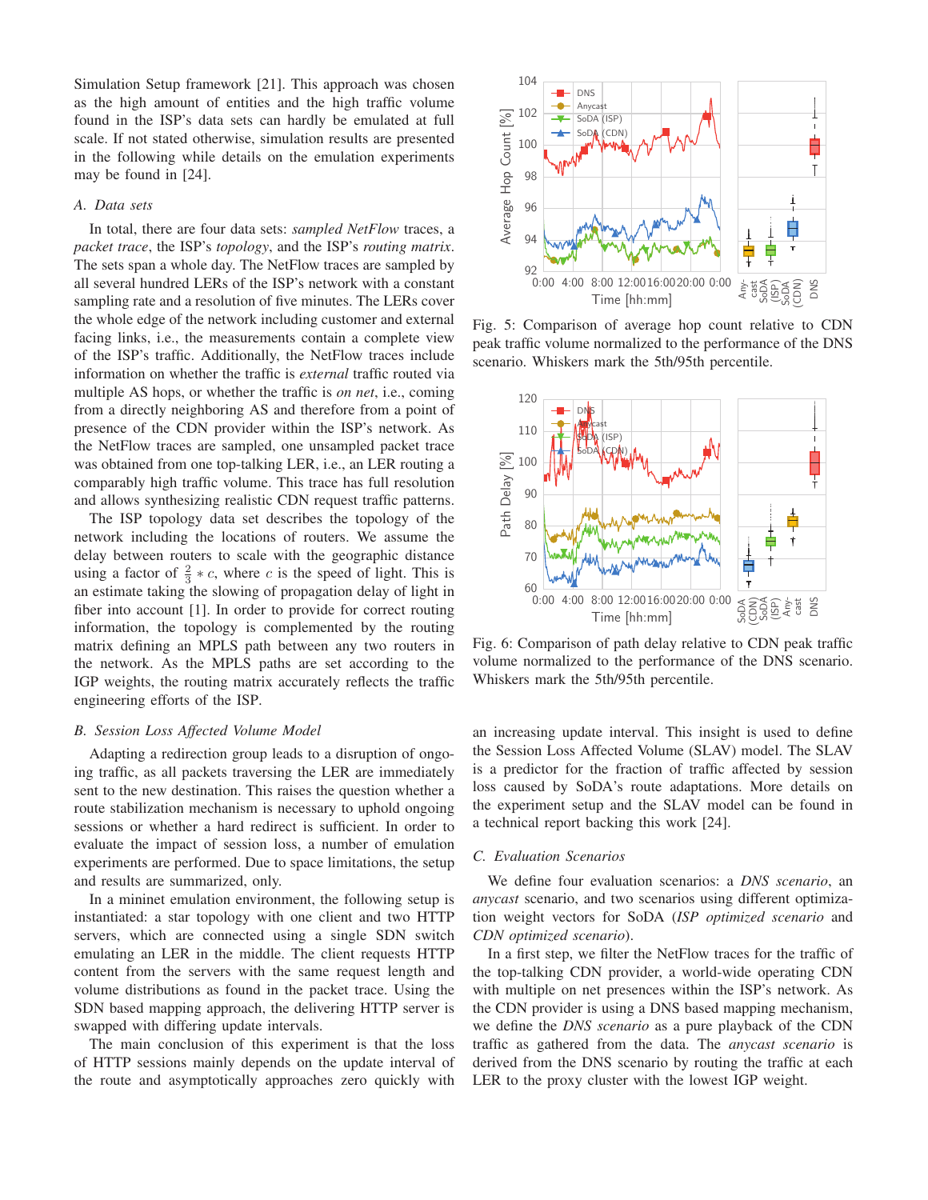Simulation Setup framework [21]. This approach was chosen as the high amount of entities and the high traffic volume found in the ISP's data sets can hardly be emulated at full scale. If not stated otherwise, simulation results are presented in the following while details on the emulation experiments may be found in [24].

### A. Data sets

In total, there are four data sets: *sampled NetFlow* traces, a *packet trace*, the ISP's *topology*, and the ISP's *routing matrix*. The sets span a whole day. The NetFlow traces are sampled by all several hundred LERs of the ISP's network with a constant sampling rate and a resolution of five minutes. The LERs cover the whole edge of the network including customer and external facing links, i.e., the measurements contain a complete view of the ISP's traffic. Additionally, the NetFlow traces include information on whether the traffic is *external* traffic routed via multiple AS hops, or whether the traffic is *on net*, i.e., coming from a directly neighboring AS and therefore from a point of presence of the CDN provider within the ISP's network. As the NetFlow traces are sampled, one unsampled packet trace was obtained from one top-talking LER, i.e., an LER routing a comparably high traffic volume. This trace has full resolution and allows synthesizing realistic CDN request traffic patterns.

The ISP topology data set describes the topology of the network including the locations of routers. We assume the delay between routers to scale with the geographic distance using a factor of $\frac{2}{3} * c$, where $c$ is the speed of light. This is an estimate taking the slowing of propagation delay of light in fiber into account [1]. In order to provide for correct routing information, the topology is complemented by the routing matrix defining an MPLS path between any two routers in the network. As the MPLS paths are set according to the IGP weights, the routing matrix accurately reflects the traffic engineering efforts of the ISP.

### B. Session Loss Affected Volume Model

Adapting a redirection group leads to a disruption of ongoing traffic, as all packets traversing the LER are immediately sent to the new destination. This raises the question whether a route stabilization mechanism is necessary to uphold ongoing sessions or whether a hard redirect is sufficient. In order to evaluate the impact of session loss, a number of emulation experiments are performed. Due to space limitations, the setup and results are summarized, only.

In a mininet emulation environment, the following setup is instantiated: a star topology with one client and two HTTP servers, which are connected using a single SDN switch emulating an LER in the middle. The client requests HTTP content from the servers with the same request length and volume distributions as found in the packet trace. Using the SDN based mapping approach, the delivering HTTP server is swapped with differing update intervals.

The main conclusion of this experiment is that the loss of HTTP sessions mainly depends on the update interval of the route and asymptotically approaches zero quickly with an increasing update interval. This insight is used to define the Session Loss Affected Volume (SLAV) model. The SLAV is a predictor for the fraction of traffic affected by session loss caused by SoDA's route adaptations. More details on the experiment setup and the SLAV model can be found in a technical report backing this work [24].

Average Hop Count [%]
104
102
100
98
96
94
92
DNS
Anycast
SoDA (ISP)
SoDA (CDN)
0:00 4:00 8:00 12:00 16:00 20:00 0:00
Time [hh:mm]
Any-cast SoDA (ISP) SoDA (CDN) DNS

Fig. 5: Comparison of average hop count relative to CDN peak traffic volume normalized to the performance of the DNS scenario. Whiskers mark the 5th/95th percentile.

Path Delay [%]
120
110
100
90
80
70
60
DNS
Anycast
SoDA (ISP)
SoDA (CDN)
0:00 4:00 8:00 12:00 16:00 20:00 0:00
Time [hh:mm]
SoDA (CDN) SoDA (ISP) Any-cast DNS

Fig. 6: Comparison of path delay relative to CDN peak traffic volume normalized to the performance of the DNS scenario. Whiskers mark the 5th/95th percentile.

### C. Evaluation Scenarios

We define four evaluation scenarios: a *DNS scenario*, an *anycast* scenario, and two scenarios using different optimization weight vectors for SoDA (*ISP optimized scenario* and *CDN optimized scenario*).

In a first step, we filter the NetFlow traces for the traffic of the top-talking CDN provider, a world-wide operating CDN with multiple on net presences within the ISP's network. As the CDN provider is using a DNS based mapping mechanism, we define the *DNS scenario* as a pure playback of the CDN traffic as gathered from the data. The *anycast scenario* is derived from the DNS scenario by routing the traffic at each LER to the proxy cluster with the lowest IGP weight.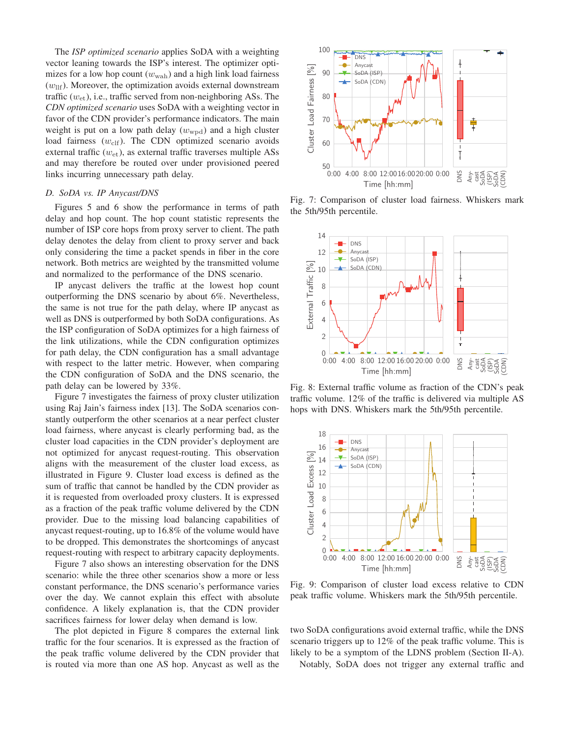The *ISP optimized scenario* applies SoDA with a weighting vector leaning towards the ISP's interest. The optimizer optimizes for a low hop count ($w_{\mathrm{wah}}$) and a high link load fairness ($w_{\mathrm{llf}}$). Moreover, the optimization avoids external downstream traffic ($w_{\mathrm{et}}$), i.e., traffic served from non-neighboring ASs. The *CDN optimized scenario* uses SoDA with a weighting vector in favor of the CDN provider's performance indicators. The main weight is put on a low path delay ($w_{\mathrm{wpd}}$) and a high cluster load fairness ($w_{\mathrm{clf}}$). The CDN optimized scenario avoids external traffic ($w_{\mathrm{et}}$), as external traffic traverses multiple ASs and may therefore be routed over under provisioned peered links incurring unnecessary path delay.

### D. SoDA vs. IP Anycast/DNS

Figures 5 and 6 show the performance in terms of path delay and hop count. The hop count statistic represents the number of ISP core hops from proxy server to client. The path delay denotes the delay from client to proxy server and back only considering the time a packet spends in fiber in the core network. Both metrics are weighted by the transmitted volume and normalized to the performance of the DNS scenario.

IP anycast delivers the traffic at the lowest hop count outperforming the DNS scenario by about 6%. Nevertheless, the same is not true for the path delay, where IP anycast as well as DNS is outperformed by both SoDA configurations. As the ISP configuration of SoDA optimizes for a high fairness of the link utilizations, while the CDN configuration optimizes for path delay, the CDN configuration has a small advantage with respect to the latter metric. However, when comparing the CDN configuration of SoDA and the DNS scenario, the path delay can be lowered by 33%.

Figure 7 investigates the fairness of proxy cluster utilization using Raj Jain's fairness index [13]. The SoDA scenarios constantly outperform the other scenarios at a near perfect cluster load fairness, where anycast is clearly performing bad, as the cluster load capacities in the CDN provider's deployment are not optimized for anycast request-routing. This observation aligns with the measurement of the cluster load excess, as illustrated in Figure 9. Cluster load excess is defined as the sum of traffic that cannot be handled by the CDN provider as it is requested from overloaded proxy clusters. It is expressed as a fraction of the peak traffic volume delivered by the CDN provider. Due to the missing load balancing capabilities of anycast request-routing, up to 16.8% of the volume would have to be dropped. This demonstrates the shortcomings of anycast request-routing with respect to arbitrary capacity deployments.

Figure 7 also shows an interesting observation for the DNS scenario: while the three other scenarios show a more or less constant performance, the DNS scenario's performance varies over the day. We cannot explain this effect with absolute confidence. A likely explanation is, that the CDN provider sacrifices fairness for lower delay when demand is low.

The plot depicted in Figure 8 compares the external link traffic for the four scenarios. It is expressed as the fraction of the peak traffic volume delivered by the CDN provider that is routed via more than one AS hop. Anycast as well as the two SoDA configurations avoid external traffic, while the DNS scenario triggers up to 12% of the peak traffic volume. This is likely to be a symptom of the LDNS problem (Section II-A).

Notably, SoDA does not trigger any external traffic and

Fig. 7: Comparison of cluster load fairness. Whiskers mark the 5th/95th percentile.

Fig. 8: External traffic volume as fraction of the CDN's peak traffic volume. 12% of the traffic is delivered via multiple AS hops with DNS. Whiskers mark the 5th/95th percentile.

Fig. 9: Comparison of cluster load excess relative to CDN peak traffic volume. Whiskers mark the 5th/95th percentile.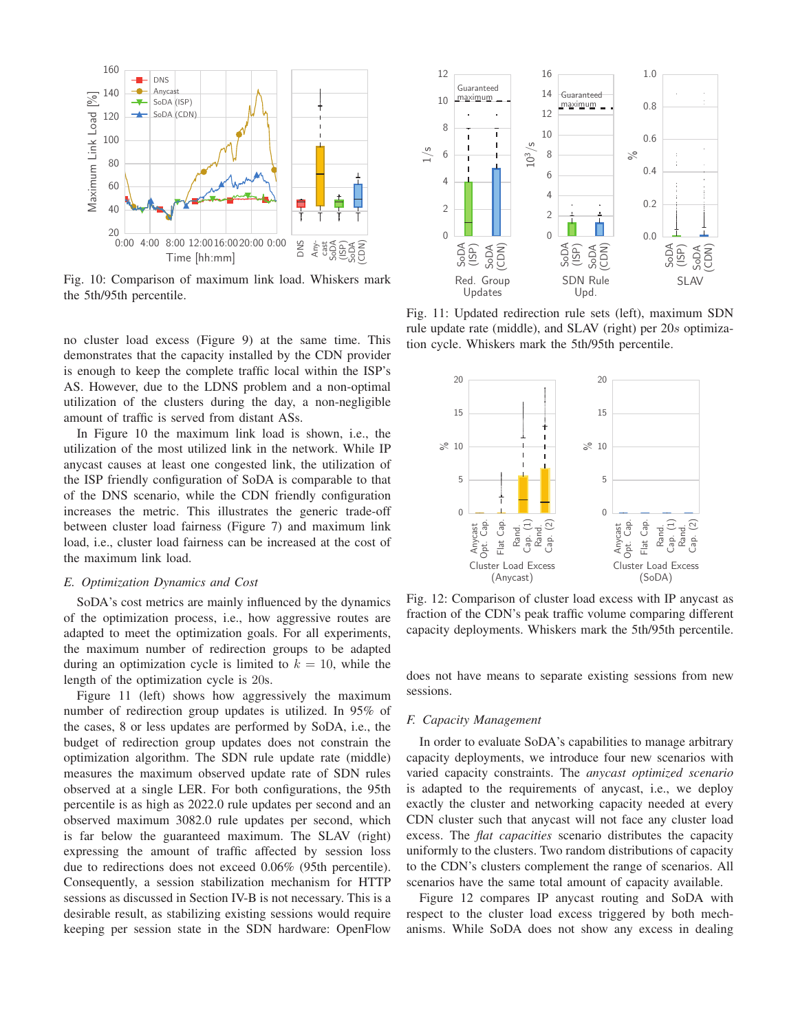Fig. 10: Comparison of maximum link load. Whiskers mark the 5th/95th percentile.

no cluster load excess (Figure 9) at the same time. This demonstrates that the capacity installed by the CDN provider is enough to keep the complete traffic local within the ISP's AS. However, due to the LDNS problem and a non-optimal utilization of the clusters during the day, a non-negligible amount of traffic is served from distant ASs.

In Figure 10 the maximum link load is shown, i.e., the utilization of the most utilized link in the network. While IP anycast causes at least one congested link, the utilization of the ISP friendly configuration of SoDA is comparable to that of the DNS scenario, while the CDN friendly configuration increases the metric. This illustrates the generic trade-off between cluster load fairness (Figure 7) and maximum link load, i.e., cluster load fairness can be increased at the cost of the maximum link load.

### *E. Optimization Dynamics and Cost*

SoDA's cost metrics are mainly influenced by the dynamics of the optimization process, i.e., how aggressive routes are adapted to meet the optimization goals. For all experiments, the maximum number of redirection groups to be adapted during an optimization cycle is limited to $k = 10$, while the length of the optimization cycle is 20s.

Figure 11 (left) shows how aggressively the maximum number of redirection group updates is utilized. In 95% of the cases, 8 or less updates are performed by SoDA, i.e., the budget of redirection group updates does not constrain the optimization algorithm. The SDN rule update rate (middle) measures the maximum observed update rate of SDN rules observed at a single LER. For both configurations, the 95th percentile is as high as 2022.0 rule updates per second and an observed maximum 3082.0 rule updates per second, which is far below the guaranteed maximum. The SLAV (right) expressing the amount of traffic affected by session loss due to redirections does not exceed 0.06% (95th percentile). Consequently, a session stabilization mechanism for HTTP sessions as discussed in Section IV-B is not necessary. This is a desirable result, as stabilizing existing sessions would require keeping per session state in the SDN hardware: OpenFlow does not have means to separate existing sessions from new sessions.

Fig. 11: Updated redirection rule sets (left), maximum SDN rule update rate (middle), and SLAV (right) per 20$s$ optimization cycle. Whiskers mark the 5th/95th percentile.

Fig. 12: Comparison of cluster load excess with IP anycast as fraction of the CDN's peak traffic volume comparing different capacity deployments. Whiskers mark the 5th/95th percentile.

### *F. Capacity Management*

In order to evaluate SoDA's capabilities to manage arbitrary capacity deployments, we introduce four new scenarios with varied capacity constraints. The *anycast optimized scenario* is adapted to the requirements of anycast, i.e., we deploy exactly the cluster and networking capacity needed at every CDN cluster such that anycast will not face any cluster load excess. The *flat capacities* scenario distributes the capacity uniformly to the clusters. Two random distributions of capacity to the CDN's clusters complement the range of scenarios. All scenarios have the same total amount of capacity available.

Figure 12 compares IP anycast routing and SoDA with respect to the cluster load excess triggered by both mechanisms. While SoDA does not show any excess in dealing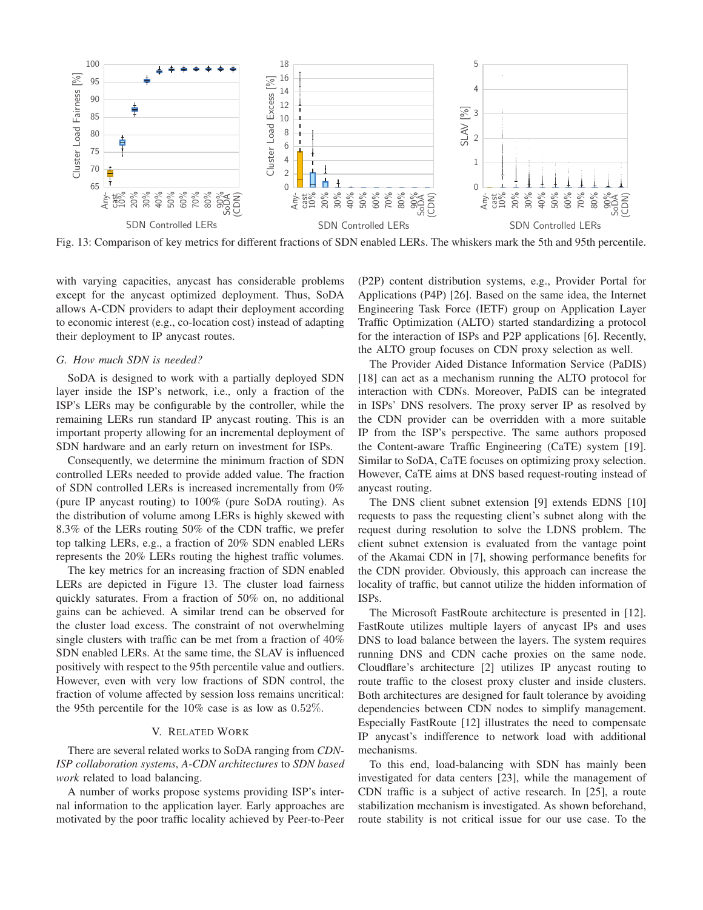Fig. 13: Comparison of key metrics for different fractions of SDN enabled LERs. The whiskers mark the 5th and 95th percentile.

with varying capacities, anycast has considerable problems except for the anycast optimized deployment. Thus, SoDA allows A-CDN providers to adapt their deployment according to economic interest (e.g., co-location cost) instead of adapting their deployment to IP anycast routes.

### *G. How much SDN is needed?*

SoDA is designed to work with a partially deployed SDN layer inside the ISP's network, i.e., only a fraction of the ISP's LERs may be configurable by the controller, while the remaining LERs run standard IP anycast routing. This is an important property allowing for an incremental deployment of SDN hardware and an early return on investment for ISPs.

Consequently, we determine the minimum fraction of SDN controlled LERs needed to provide added value. The fraction of SDN controlled LERs is increased incrementally from 0% (pure IP anycast routing) to 100% (pure SoDA routing). As the distribution of volume among LERs is highly skewed with 8.3% of the LERs routing 50% of the CDN traffic, we prefer top talking LERs, e.g., a fraction of 20% SDN enabled LERs represents the 20% LERs routing the highest traffic volumes.

The key metrics for an increasing fraction of SDN enabled LERs are depicted in Figure 13. The cluster load fairness quickly saturates. From a fraction of 50% on, no additional gains can be achieved. A similar trend can be observed for the cluster load excess. The constraint of not overwhelming single clusters with traffic can be met from a fraction of 40% SDN enabled LERs. At the same time, the SLAV is influenced positively with respect to the 95th percentile value and outliers. However, even with very low fractions of SDN control, the fraction of volume affected by session loss remains uncritical: the 95th percentile for the 10% case is as low as $0.52\%$.

## V. Related Work

There are several related works to SoDA ranging from *CDN-ISP collaboration systems*, *A-CDN architectures* to *SDN based work* related to load balancing.

A number of works propose systems providing ISP's internal information to the application layer. Early approaches are motivated by the poor traffic locality achieved by Peer-to-Peer (P2P) content distribution systems, e.g., Provider Portal for Applications (P4P) [26]. Based on the same idea, the Internet Engineering Task Force (IETF) group on Application Layer Traffic Optimization (ALTO) started standardizing a protocol for the interaction of ISPs and P2P applications [6]. Recently, the ALTO group focuses on CDN proxy selection as well.

The Provider Aided Distance Information Service (PaDIS) [18] can act as a mechanism running the ALTO protocol for interaction with CDNs. Moreover, PaDIS can be integrated in ISPs' DNS resolvers. The proxy server IP as resolved by the CDN provider can be overridden with a more suitable IP from the ISP's perspective. The same authors proposed the Content-aware Traffic Engineering (CaTE) system [19]. Similar to SoDA, CaTE focuses on optimizing proxy selection. However, CaTE aims at DNS based request-routing instead of anycast routing.

The DNS client subnet extension [9] extends EDNS [10] requests to pass the requesting client's subnet along with the request during resolution to solve the LDNS problem. The client subnet extension is evaluated from the vantage point of the Akamai CDN in [7], showing performance benefits for the CDN provider. Obviously, this approach can increase the locality of traffic, but cannot utilize the hidden information of ISPs.

The Microsoft FastRoute architecture is presented in [12]. FastRoute utilizes multiple layers of anycast IPs and uses DNS to load balance between the layers. The system requires running DNS and CDN cache proxies on the same node. Cloudflare's architecture [2] utilizes IP anycast routing to route traffic to the closest proxy cluster and inside clusters. Both architectures are designed for fault tolerance by avoiding dependencies between CDN nodes to simplify management. Especially FastRoute [12] illustrates the need to compensate IP anycast's indifference to network load with additional mechanisms.

To this end, load-balancing with SDN has mainly been investigated for data centers [23], while the management of CDN traffic is a subject of active research. In [25], a route stabilization mechanism is investigated. As shown beforehand, route stability is not critical issue for our use case. To the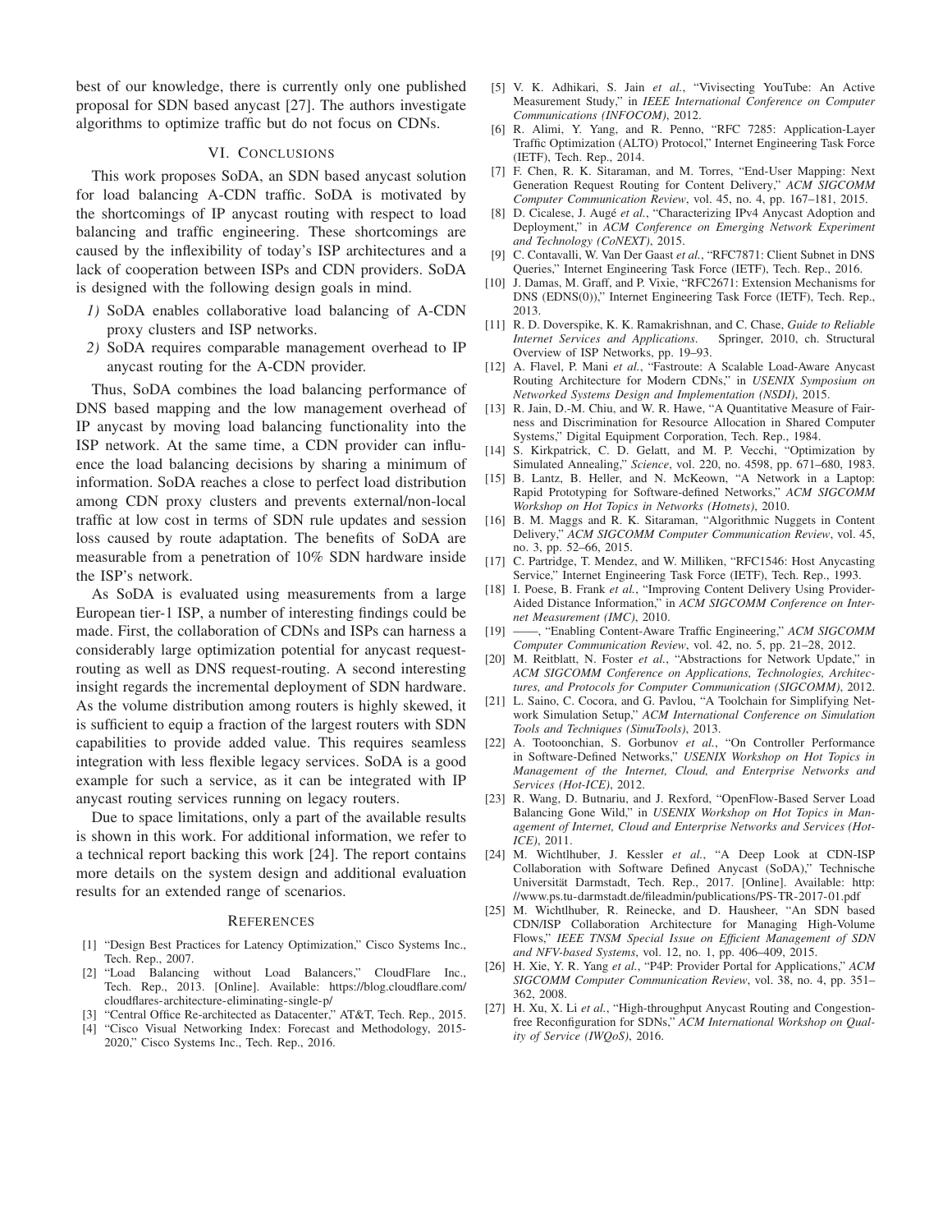best of our knowledge, there is currently only one published proposal for SDN based anycast [27]. The authors investigate algorithms to optimize traffic but do not focus on CDNs.

## VI. Conclusions

This work proposes SoDA, an SDN based anycast solution for load balancing A-CDN traffic. SoDA is motivated by the shortcomings of IP anycast routing with respect to load balancing and traffic engineering. These shortcomings are caused by the inflexibility of today's ISP architectures and a lack of cooperation between ISPs and CDN providers. SoDA is designed with the following design goals in mind.

*1)* SoDA enables collaborative load balancing of A-CDN proxy clusters and ISP networks.
*2)* SoDA requires comparable management overhead to IP anycast routing for the A-CDN provider.

Thus, SoDA combines the load balancing performance of DNS based mapping and the low management overhead of IP anycast by moving load balancing functionality into the ISP network. At the same time, a CDN provider can influence the load balancing decisions by sharing a minimum of information. SoDA reaches a close to perfect load distribution among CDN proxy clusters and prevents external/non-local traffic at low cost in terms of SDN rule updates and session loss caused by route adaptation. The benefits of SoDA are measurable from a penetration of 10% SDN hardware inside the ISP's network.

As SoDA is evaluated using measurements from a large European tier-1 ISP, a number of interesting findings could be made. First, the collaboration of CDNs and ISPs can harness a considerably large optimization potential for anycast request-routing as well as DNS request-routing. A second interesting insight regards the incremental deployment of SDN hardware. As the volume distribution among routers is highly skewed, it is sufficient to equip a fraction of the largest routers with SDN capabilities to provide added value. This requires seamless integration with less flexible legacy services. SoDA is a good example for such a service, as it can be integrated with IP anycast routing services running on legacy routers.

Due to space limitations, only a part of the available results is shown in this work. For additional information, we refer to a technical report backing this work [24]. The report contains more details on the system design and additional evaluation results for an extended range of scenarios.

## References

[1] "Design Best Practices for Latency Optimization," Cisco Systems Inc., Tech. Rep., 2007.

[2] "Load Balancing without Load Balancers," CloudFlare Inc., Tech. Rep., 2013. [Online]. Available: https://blog.cloudflare.com/cloudflares-architecture-eliminating-single-p/

[3] "Central Office Re-architected as Datacenter," AT&T, Tech. Rep., 2015.

[4] "Cisco Visual Networking Index: Forecast and Methodology, 2015-2020," Cisco Systems Inc., Tech. Rep., 2016.

[5] V. K. Adhikari, S. Jain *et al.*, "Vivisecting YouTube: An Active Measurement Study," in *IEEE International Conference on Computer Communications (INFOCOM)*, 2012.

[6] R. Alimi, Y. Yang, and R. Penno, "RFC 7285: Application-Layer Traffic Optimization (ALTO) Protocol," Internet Engineering Task Force (IETF), Tech. Rep., 2014.

[7] F. Chen, R. K. Sitaraman, and M. Torres, "End-User Mapping: Next Generation Request Routing for Content Delivery," *ACM SIGCOMM Computer Communication Review*, vol. 45, no. 4, pp. 167–181, 2015.

[8] D. Cicalese, J. Augé *et al.*, "Characterizing IPv4 Anycast Adoption and Deployment," in *ACM Conference on Emerging Network Experiment and Technology (CoNEXT)*, 2015.

[9] C. Contavalli, W. Van Der Gaast *et al.*, "RFC7871: Client Subnet in DNS Queries," Internet Engineering Task Force (IETF), Tech. Rep., 2016.

[10] J. Damas, M. Graff, and P. Vixie, "RFC2671: Extension Mechanisms for DNS (EDNS(0))," Internet Engineering Task Force (IETF), Tech. Rep., 2013.

[11] R. D. Doverspike, K. K. Ramakrishnan, and C. Chase, *Guide to Reliable Internet Services and Applications*. Springer, 2010, ch. Structural Overview of ISP Networks, pp. 19–93.

[12] A. Flavel, P. Mani *et al.*, "Fastroute: A Scalable Load-Aware Anycast Routing Architecture for Modern CDNs," in *USENIX Symposium on Networked Systems Design and Implementation (NSDI)*, 2015.

[13] R. Jain, D.-M. Chiu, and W. R. Hawe, "A Quantitative Measure of Fairness and Discrimination for Resource Allocation in Shared Computer Systems," Digital Equipment Corporation, Tech. Rep., 1984.

[14] S. Kirkpatrick, C. D. Gelatt, and M. P. Vecchi, "Optimization by Simulated Annealing," *Science*, vol. 220, no. 4598, pp. 671–680, 1983.

[15] B. Lantz, B. Heller, and N. McKeown, "A Network in a Laptop: Rapid Prototyping for Software-defined Networks," *ACM SIGCOMM Workshop on Hot Topics in Networks (Hotnets)*, 2010.

[16] B. M. Maggs and R. K. Sitaraman, "Algorithmic Nuggets in Content Delivery," *ACM SIGCOMM Computer Communication Review*, vol. 45, no. 3, pp. 52–66, 2015.

[17] C. Partridge, T. Mendez, and W. Milliken, "RFC1546: Host Anycasting Service," Internet Engineering Task Force (IETF), Tech. Rep., 1993.

[18] I. Poese, B. Frank *et al.*, "Improving Content Delivery Using Provider-Aided Distance Information," in *ACM SIGCOMM Conference on Internet Measurement (IMC)*, 2010.

[19] ——, "Enabling Content-Aware Traffic Engineering," *ACM SIGCOMM Computer Communication Review*, vol. 42, no. 5, pp. 21–28, 2012.

[20] M. Reitblatt, N. Foster *et al.*, "Abstractions for Network Update," in *ACM SIGCOMM Conference on Applications, Technologies, Architectures, and Protocols for Computer Communication (SIGCOMM)*, 2012.

[21] L. Saino, C. Cocora, and G. Pavlou, "A Toolchain for Simplifying Network Simulation Setup," *ACM International Conference on Simulation Tools and Techniques (SimuTools)*, 2013.

[22] A. Tootoonchian, S. Gorbunov *et al.*, "On Controller Performance in Software-Defined Networks," *USENIX Workshop on Hot Topics in Management of the Internet, Cloud, and Enterprise Networks and Services (Hot-ICE)*, 2012.

[23] R. Wang, D. Butnariu, and J. Rexford, "OpenFlow-Based Server Load Balancing Gone Wild," in *USENIX Workshop on Hot Topics in Management of Internet, Cloud and Enterprise Networks and Services (Hot-ICE)*, 2011.

[24] M. Wichtlhuber, J. Kessler *et al.*, "A Deep Look at CDN-ISP Collaboration with Software Defined Anycast (SoDA)," Technische Universität Darmstadt, Tech. Rep., 2017. [Online]. Available: http://www.ps.tu-darmstadt.de/fileadmin/publications/PS-TR-2017-01.pdf

[25] M. Wichtlhuber, R. Reinecke, and D. Hausheer, "An SDN based CDN/ISP Collaboration Architecture for Managing High-Volume Flows," *IEEE TNSM Special Issue on Efficient Management of SDN and NFV-based Systems*, vol. 12, no. 1, pp. 406–409, 2015.

[26] H. Xie, Y. R. Yang *et al.*, "P4P: Provider Portal for Applications," *ACM SIGCOMM Computer Communication Review*, vol. 38, no. 4, pp. 351–362, 2008.

[27] H. Xu, X. Li *et al.*, "High-throughput Anycast Routing and Congestion-free Reconfiguration for SDNs," *ACM International Workshop on Quality of Service (IWQoS)*, 2016.